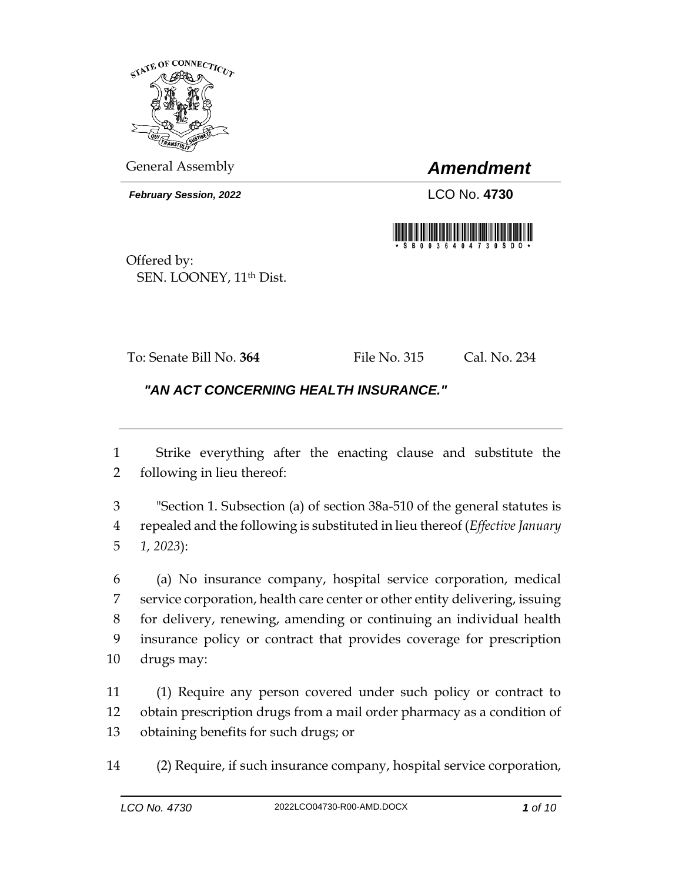General Assembly

# *Amendment*

***February Session, 2022***

LCO No. **4730**

Offered by:
SEN. LOONEY, 11th Dist.

To: Senate Bill No. **364** File No. 315 Cal. No. 234

## *"AN ACT CONCERNING HEALTH INSURANCE."*

---

1 Strike everything after the enacting clause and substitute the
2 following in lieu thereof:

3 "Section 1. Subsection (a) of section 38a-510 of the general statutes is
4 repealed and the following is substituted in lieu thereof (*Effective January*
5 *1, 2023*):

6 (a) No insurance company, hospital service corporation, medical
7 service corporation, health care center or other entity delivering, issuing
8 for delivery, renewing, amending or continuing an individual health
9 insurance policy or contract that provides coverage for prescription
10 drugs may:

11 (1) Require any person covered under such policy or contract to
12 obtain prescription drugs from a mail order pharmacy as a condition of
13 obtaining benefits for such drugs; or

14 (2) Require, if such insurance company, hospital service corporation,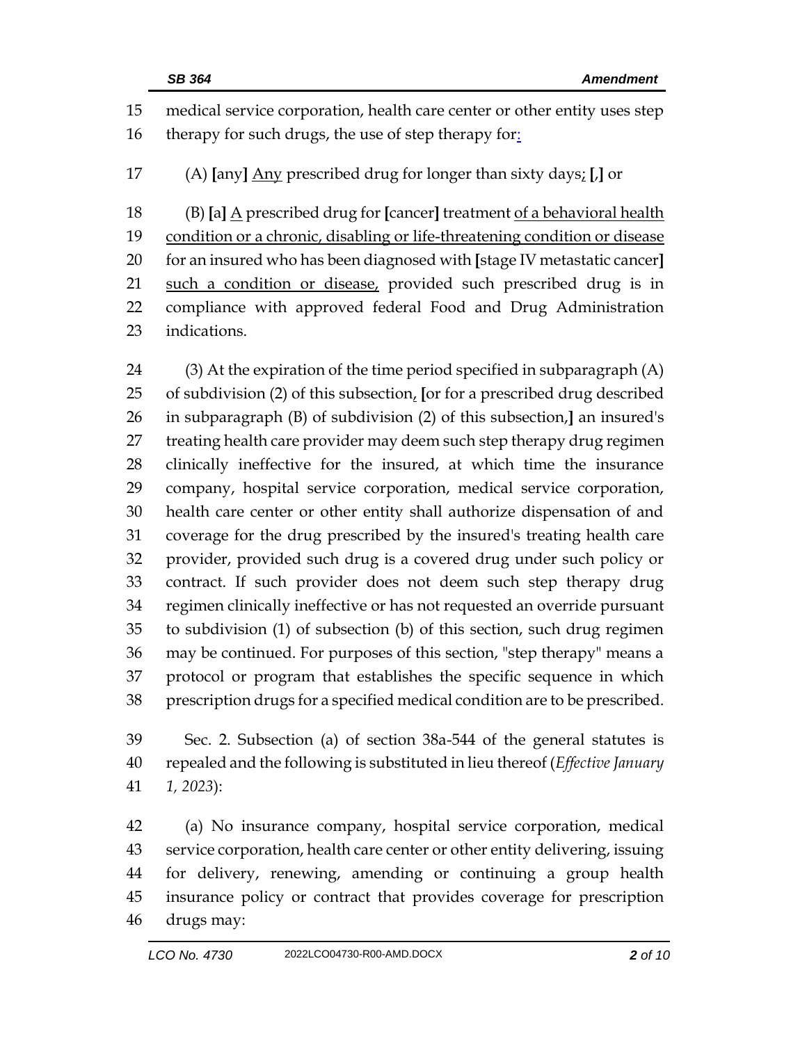medical service corporation, health care center or other entity uses step therapy for such drugs, the use of step therapy for:

(A) [any] Any prescribed drug for longer than sixty days; [,] or

(B) [a] A prescribed drug for [cancer] treatment of a behavioral health condition or a chronic, disabling or life-threatening condition or disease for an insured who has been diagnosed with [stage IV metastatic cancer] such a condition or disease, provided such prescribed drug is in compliance with approved federal Food and Drug Administration indications.

(3) At the expiration of the time period specified in subparagraph (A) of subdivision (2) of this subsection, [or for a prescribed drug described in subparagraph (B) of subdivision (2) of this subsection,] an insured's treating health care provider may deem such step therapy drug regimen clinically ineffective for the insured, at which time the insurance company, hospital service corporation, medical service corporation, health care center or other entity shall authorize dispensation of and coverage for the drug prescribed by the insured's treating health care provider, provided such drug is a covered drug under such policy or contract. If such provider does not deem such step therapy drug regimen clinically ineffective or has not requested an override pursuant to subdivision (1) of subsection (b) of this section, such drug regimen may be continued. For purposes of this section, "step therapy" means a protocol or program that establishes the specific sequence in which prescription drugs for a specified medical condition are to be prescribed.

Sec. 2. Subsection (a) of section 38a-544 of the general statutes is repealed and the following is substituted in lieu thereof (*Effective January 1, 2023*):

(a) No insurance company, hospital service corporation, medical service corporation, health care center or other entity delivering, issuing for delivery, renewing, amending or continuing a group health insurance policy or contract that provides coverage for prescription drugs may: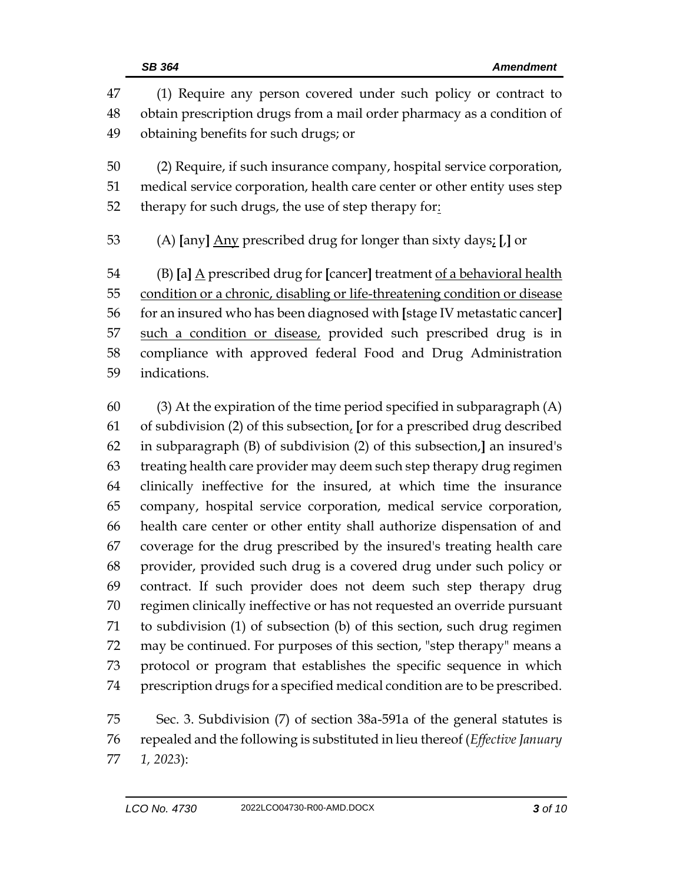47 (1) Require any person covered under such policy or contract to
48 obtain prescription drugs from a mail order pharmacy as a condition of
49 obtaining benefits for such drugs; or

50 (2) Require, if such insurance company, hospital service corporation,
51 medical service corporation, health care center or other entity uses step
52 therapy for such drugs, the use of step therapy for<u>:</u>

53 (A) **[**any**]** <u>Any</u> prescribed drug for longer than sixty days<u>;</u> **[**,**]** or

54 (B) **[**a**]** <u>A</u> prescribed drug for **[**cancer**]** treatment <u>of a behavioral health</u>
55 <u>condition or a chronic, disabling or life-threatening condition or disease</u>
56 for an insured who has been diagnosed with **[**stage IV metastatic cancer**]**
57 <u>such a condition or disease,</u> provided such prescribed drug is in
58 compliance with approved federal Food and Drug Administration
59 indications.

60 (3) At the expiration of the time period specified in subparagraph (A)
61 of subdivision (2) of this subsection<u>,</u> **[**or for a prescribed drug described
62 in subparagraph (B) of subdivision (2) of this subsection,**]** an insured's
63 treating health care provider may deem such step therapy drug regimen
64 clinically ineffective for the insured, at which time the insurance
65 company, hospital service corporation, medical service corporation,
66 health care center or other entity shall authorize dispensation of and
67 coverage for the drug prescribed by the insured's treating health care
68 provider, provided such drug is a covered drug under such policy or
69 contract. If such provider does not deem such step therapy drug
70 regimen clinically ineffective or has not requested an override pursuant
71 to subdivision (1) of subsection (b) of this section, such drug regimen
72 may be continued. For purposes of this section, "step therapy" means a
73 protocol or program that establishes the specific sequence in which
74 prescription drugs for a specified medical condition are to be prescribed.

75 Sec. 3. Subdivision (7) of section 38a-591a of the general statutes is
76 repealed and the following is substituted in lieu thereof (*Effective January*
77 *1, 2023*):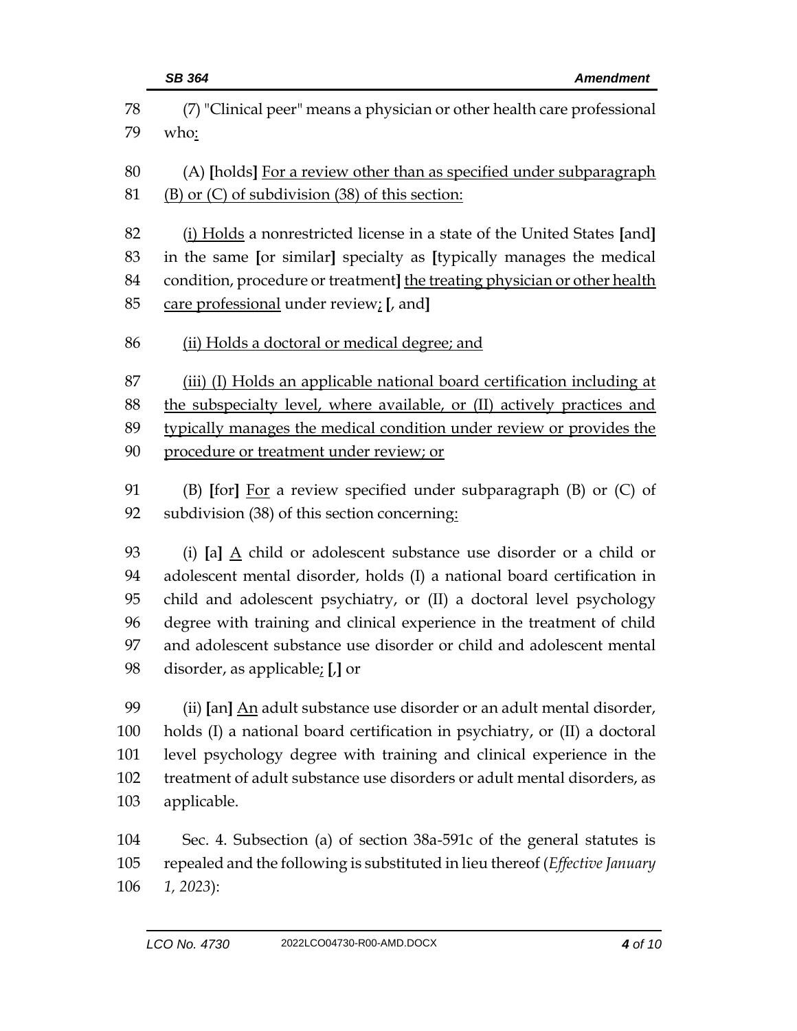78 (7) "Clinical peer" means a physician or other health care professional
79 who:

80 (A) **[**holds**]** For a review other than as specified under subparagraph
81 (B) or (C) of subdivision (38) of this section:

82 (i) Holds a nonrestricted license in a state of the United States **[**and**]**
83 in the same **[**or similar**]** specialty as **[**typically manages the medical
84 condition, procedure or treatment**]** the treating physician or other health
85 care professional under review; **[**, and**]**

86 (ii) Holds a doctoral or medical degree; and

87 (iii) (I) Holds an applicable national board certification including at
88 the subspecialty level, where available, or (II) actively practices and
89 typically manages the medical condition under review or provides the
90 procedure or treatment under review; or

91 (B) **[**for**]** For a review specified under subparagraph (B) or (C) of
92 subdivision (38) of this section concerning:

93 (i) **[**a**]** A child or adolescent substance use disorder or a child or
94 adolescent mental disorder, holds (I) a national board certification in
95 child and adolescent psychiatry, or (II) a doctoral level psychology
96 degree with training and clinical experience in the treatment of child
97 and adolescent substance use disorder or child and adolescent mental
98 disorder, as applicable; **[**,**]** or

99 (ii) **[**an**]** An adult substance use disorder or an adult mental disorder,
100 holds (I) a national board certification in psychiatry, or (II) a doctoral
101 level psychology degree with training and clinical experience in the
102 treatment of adult substance use disorders or adult mental disorders, as
103 applicable.

104 Sec. 4. Subsection (a) of section 38a-591c of the general statutes is
105 repealed and the following is substituted in lieu thereof (*Effective January
106 1, 2023*):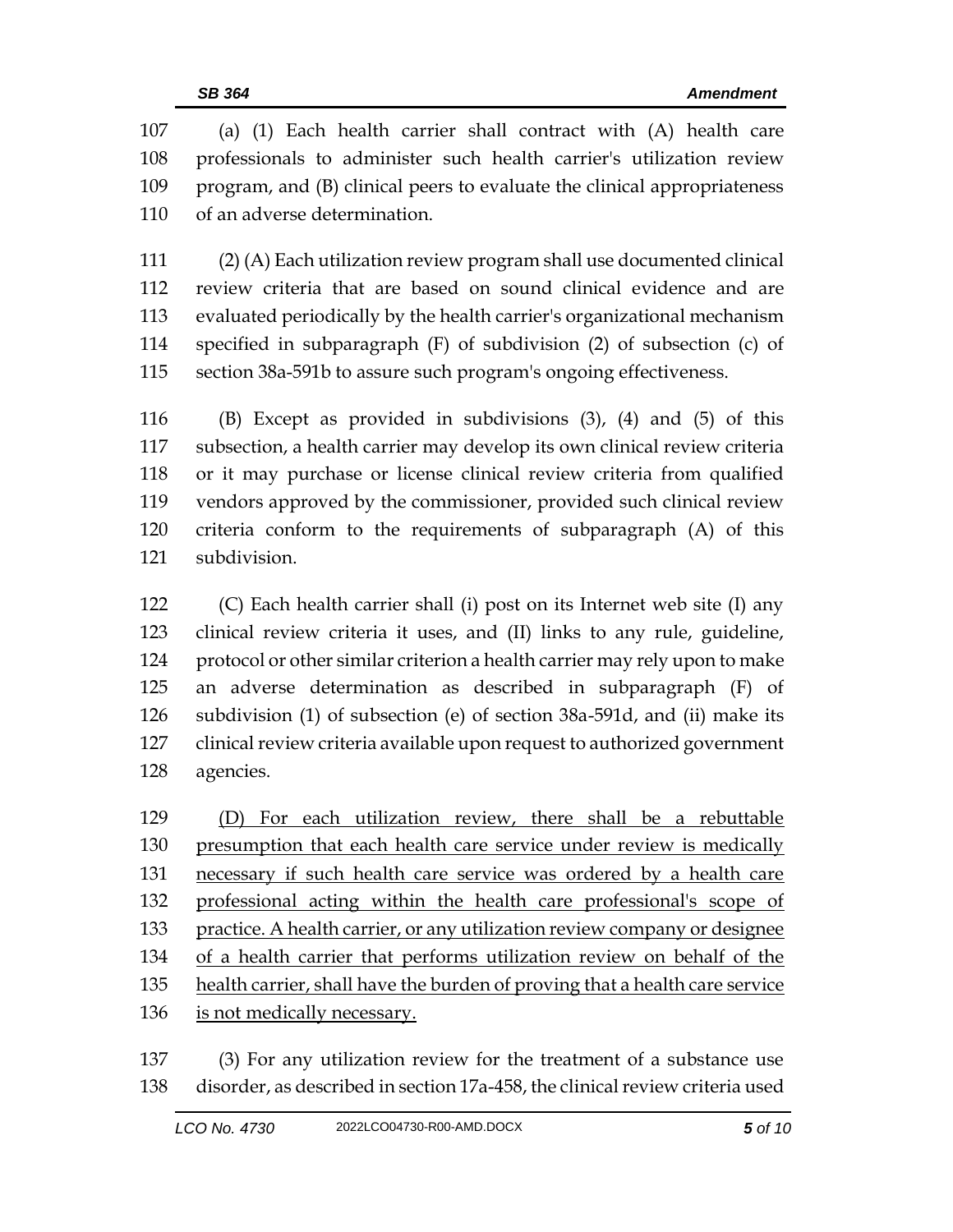(a) (1) Each health carrier shall contract with (A) health care professionals to administer such health carrier's utilization review program, and (B) clinical peers to evaluate the clinical appropriateness of an adverse determination.

(2) (A) Each utilization review program shall use documented clinical review criteria that are based on sound clinical evidence and are evaluated periodically by the health carrier's organizational mechanism specified in subparagraph (F) of subdivision (2) of subsection (c) of section 38a-591b to assure such program's ongoing effectiveness.

(B) Except as provided in subdivisions (3), (4) and (5) of this subsection, a health carrier may develop its own clinical review criteria or it may purchase or license clinical review criteria from qualified vendors approved by the commissioner, provided such clinical review criteria conform to the requirements of subparagraph (A) of this subdivision.

(C) Each health carrier shall (i) post on its Internet web site (I) any clinical review criteria it uses, and (II) links to any rule, guideline, protocol or other similar criterion a health carrier may rely upon to make an adverse determination as described in subparagraph (F) of subdivision (1) of subsection (e) of section 38a-591d, and (ii) make its clinical review criteria available upon request to authorized government agencies.

<u>(D) For each utilization review, there shall be a rebuttable presumption that each health care service under review is medically necessary if such health care service was ordered by a health care professional acting within the health care professional's scope of practice. A health carrier, or any utilization review company or designee of a health carrier that performs utilization review on behalf of the health carrier, shall have the burden of proving that a health care service is not medically necessary.</u>

(3) For any utilization review for the treatment of a substance use disorder, as described in section 17a-458, the clinical review criteria used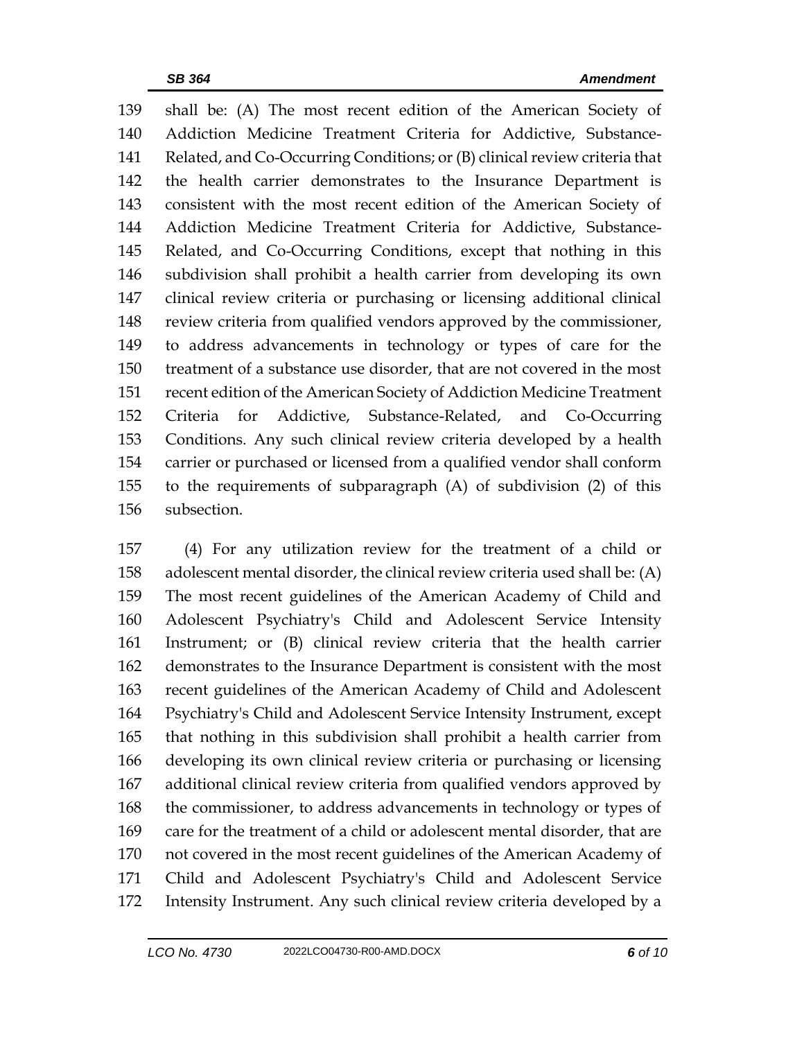shall be: (A) The most recent edition of the American Society of Addiction Medicine Treatment Criteria for Addictive, Substance-Related, and Co-Occurring Conditions; or (B) clinical review criteria that the health carrier demonstrates to the Insurance Department is consistent with the most recent edition of the American Society of Addiction Medicine Treatment Criteria for Addictive, Substance-Related, and Co-Occurring Conditions, except that nothing in this subdivision shall prohibit a health carrier from developing its own clinical review criteria or purchasing or licensing additional clinical review criteria from qualified vendors approved by the commissioner, to address advancements in technology or types of care for the treatment of a substance use disorder, that are not covered in the most recent edition of the American Society of Addiction Medicine Treatment Criteria for Addictive, Substance-Related, and Co-Occurring Conditions. Any such clinical review criteria developed by a health carrier or purchased or licensed from a qualified vendor shall conform to the requirements of subparagraph (A) of subdivision (2) of this subsection.

(4) For any utilization review for the treatment of a child or adolescent mental disorder, the clinical review criteria used shall be: (A) The most recent guidelines of the American Academy of Child and Adolescent Psychiatry's Child and Adolescent Service Intensity Instrument; or (B) clinical review criteria that the health carrier demonstrates to the Insurance Department is consistent with the most recent guidelines of the American Academy of Child and Adolescent Psychiatry's Child and Adolescent Service Intensity Instrument, except that nothing in this subdivision shall prohibit a health carrier from developing its own clinical review criteria or purchasing or licensing additional clinical review criteria from qualified vendors approved by the commissioner, to address advancements in technology or types of care for the treatment of a child or adolescent mental disorder, that are not covered in the most recent guidelines of the American Academy of Child and Adolescent Psychiatry's Child and Adolescent Service Intensity Instrument. Any such clinical review criteria developed by a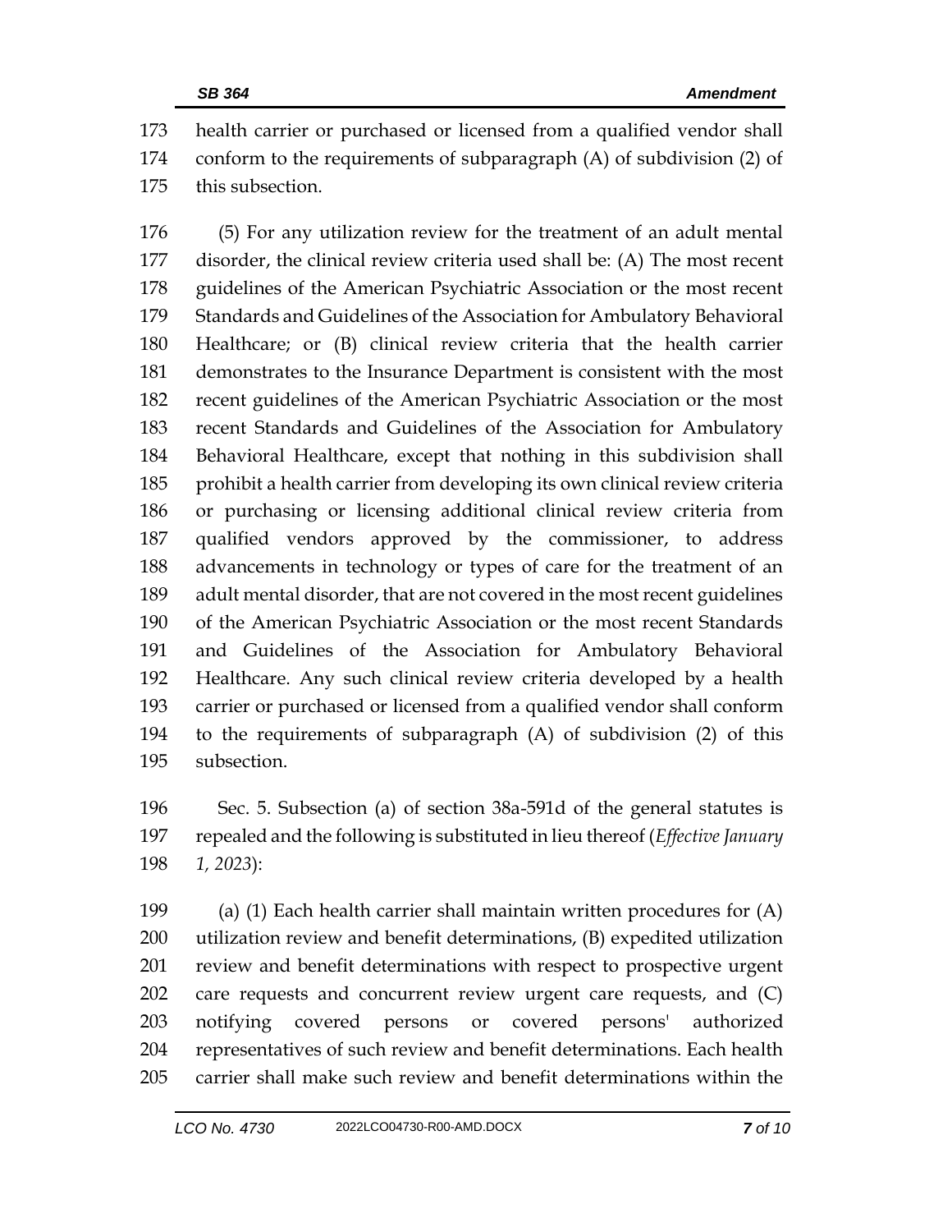health carrier or purchased or licensed from a qualified vendor shall conform to the requirements of subparagraph (A) of subdivision (2) of this subsection.

(5) For any utilization review for the treatment of an adult mental disorder, the clinical review criteria used shall be: (A) The most recent guidelines of the American Psychiatric Association or the most recent Standards and Guidelines of the Association for Ambulatory Behavioral Healthcare; or (B) clinical review criteria that the health carrier demonstrates to the Insurance Department is consistent with the most recent guidelines of the American Psychiatric Association or the most recent Standards and Guidelines of the Association for Ambulatory Behavioral Healthcare, except that nothing in this subdivision shall prohibit a health carrier from developing its own clinical review criteria or purchasing or licensing additional clinical review criteria from qualified vendors approved by the commissioner, to address advancements in technology or types of care for the treatment of an adult mental disorder, that are not covered in the most recent guidelines of the American Psychiatric Association or the most recent Standards and Guidelines of the Association for Ambulatory Behavioral Healthcare. Any such clinical review criteria developed by a health carrier or purchased or licensed from a qualified vendor shall conform to the requirements of subparagraph (A) of subdivision (2) of this subsection.

Sec. 5. Subsection (a) of section 38a-591d of the general statutes is repealed and the following is substituted in lieu thereof (*Effective January 1, 2023*):

(a) (1) Each health carrier shall maintain written procedures for (A) utilization review and benefit determinations, (B) expedited utilization review and benefit determinations with respect to prospective urgent care requests and concurrent review urgent care requests, and (C) notifying covered persons or covered persons' authorized representatives of such review and benefit determinations. Each health carrier shall make such review and benefit determinations within the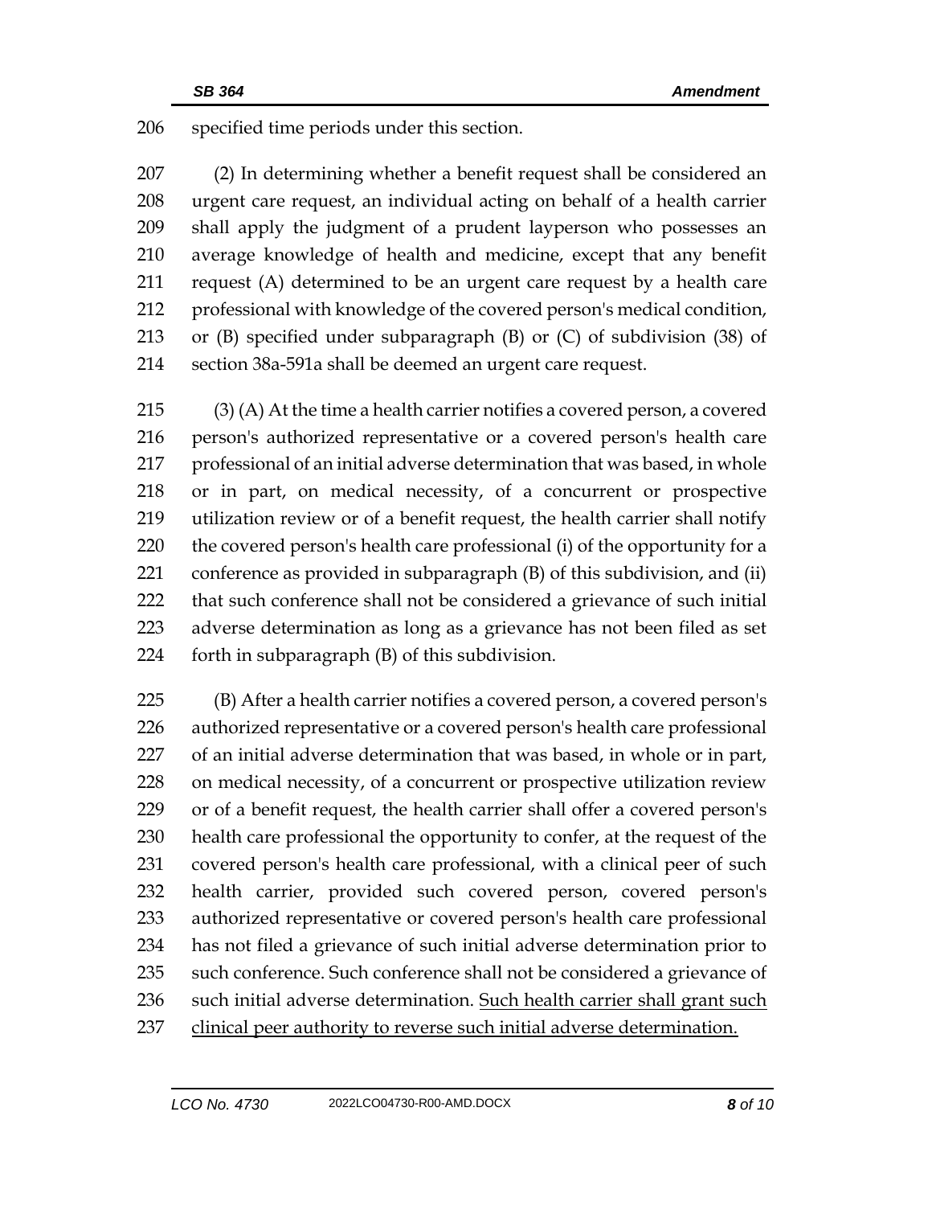specified time periods under this section.

(2) In determining whether a benefit request shall be considered an urgent care request, an individual acting on behalf of a health carrier shall apply the judgment of a prudent layperson who possesses an average knowledge of health and medicine, except that any benefit request (A) determined to be an urgent care request by a health care professional with knowledge of the covered person's medical condition, or (B) specified under subparagraph (B) or (C) of subdivision (38) of section 38a-591a shall be deemed an urgent care request.

(3) (A) At the time a health carrier notifies a covered person, a covered person's authorized representative or a covered person's health care professional of an initial adverse determination that was based, in whole or in part, on medical necessity, of a concurrent or prospective utilization review or of a benefit request, the health carrier shall notify the covered person's health care professional (i) of the opportunity for a conference as provided in subparagraph (B) of this subdivision, and (ii) that such conference shall not be considered a grievance of such initial adverse determination as long as a grievance has not been filed as set forth in subparagraph (B) of this subdivision.

(B) After a health carrier notifies a covered person, a covered person's authorized representative or a covered person's health care professional of an initial adverse determination that was based, in whole or in part, on medical necessity, of a concurrent or prospective utilization review or of a benefit request, the health carrier shall offer a covered person's health care professional the opportunity to confer, at the request of the covered person's health care professional, with a clinical peer of such health carrier, provided such covered person, covered person's authorized representative or covered person's health care professional has not filed a grievance of such initial adverse determination prior to such conference. Such conference shall not be considered a grievance of such initial adverse determination. <u>Such health carrier shall grant such clinical peer authority to reverse such initial adverse determination.</u>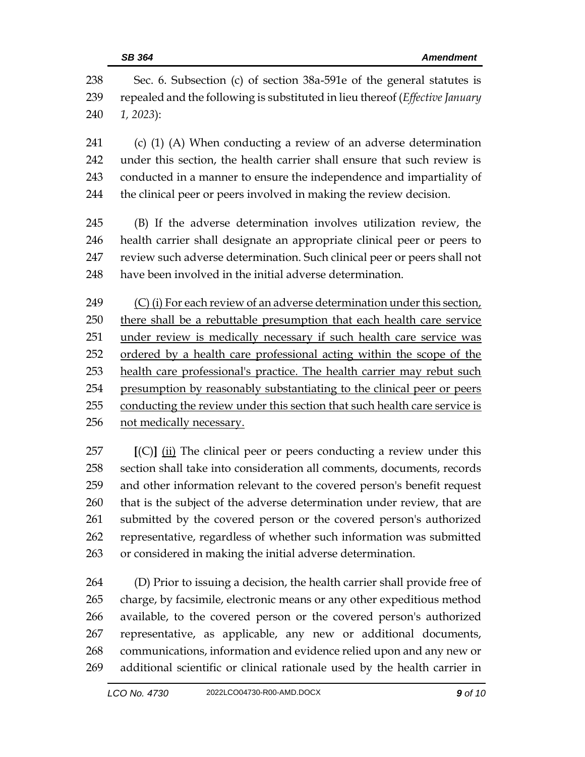Sec. 6. Subsection (c) of section 38a-591e of the general statutes is repealed and the following is substituted in lieu thereof (*Effective January 1, 2023*):

(c) (1) (A) When conducting a review of an adverse determination under this section, the health carrier shall ensure that such review is conducted in a manner to ensure the independence and impartiality of the clinical peer or peers involved in making the review decision.

(B) If the adverse determination involves utilization review, the health carrier shall designate an appropriate clinical peer or peers to review such adverse determination. Such clinical peer or peers shall not have been involved in the initial adverse determination.

<u>(C) (i) For each review of an adverse determination under this section, there shall be a rebuttable presumption that each health care service under review is medically necessary if such health care service was ordered by a health care professional acting within the scope of the health care professional's practice. The health carrier may rebut such presumption by reasonably substantiating to the clinical peer or peers conducting the review under this section that such health care service is not medically necessary.</u>

**[**(C)**]** <u>(ii)</u> The clinical peer or peers conducting a review under this section shall take into consideration all comments, documents, records and other information relevant to the covered person's benefit request that is the subject of the adverse determination under review, that are submitted by the covered person or the covered person's authorized representative, regardless of whether such information was submitted or considered in making the initial adverse determination.

(D) Prior to issuing a decision, the health carrier shall provide free of charge, by facsimile, electronic means or any other expeditious method available, to the covered person or the covered person's authorized representative, as applicable, any new or additional documents, communications, information and evidence relied upon and any new or additional scientific or clinical rationale used by the health carrier in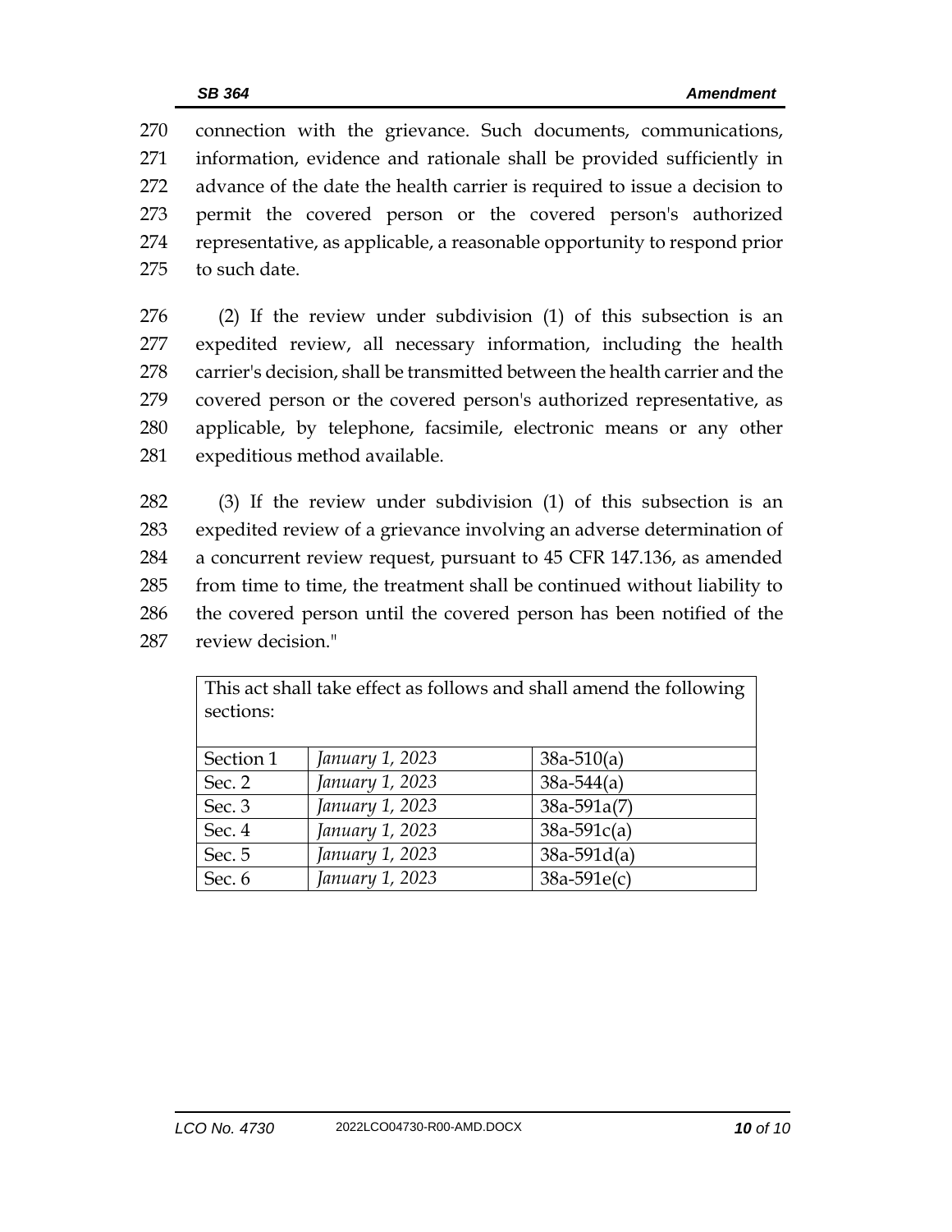connection with the grievance. Such documents, communications, information, evidence and rationale shall be provided sufficiently in advance of the date the health carrier is required to issue a decision to permit the covered person or the covered person's authorized representative, as applicable, a reasonable opportunity to respond prior to such date.

(2) If the review under subdivision (1) of this subsection is an expedited review, all necessary information, including the health carrier's decision, shall be transmitted between the health carrier and the covered person or the covered person's authorized representative, as applicable, by telephone, facsimile, electronic means or any other expeditious method available.

(3) If the review under subdivision (1) of this subsection is an expedited review of a grievance involving an adverse determination of a concurrent review request, pursuant to 45 CFR 147.136, as amended from time to time, the treatment shall be continued without liability to the covered person until the covered person has been notified of the review decision."

| This act shall take effect as follows and shall amend the following sections: | | |
|---|---|---|
| Section 1 | *January 1, 2023* | 38a-510(a) |
| Sec. 2 | *January 1, 2023* | 38a-544(a) |
| Sec. 3 | *January 1, 2023* | 38a-591a(7) |
| Sec. 4 | *January 1, 2023* | 38a-591c(a) |
| Sec. 5 | *January 1, 2023* | 38a-591d(a) |
| Sec. 6 | *January 1, 2023* | 38a-591e(c) |